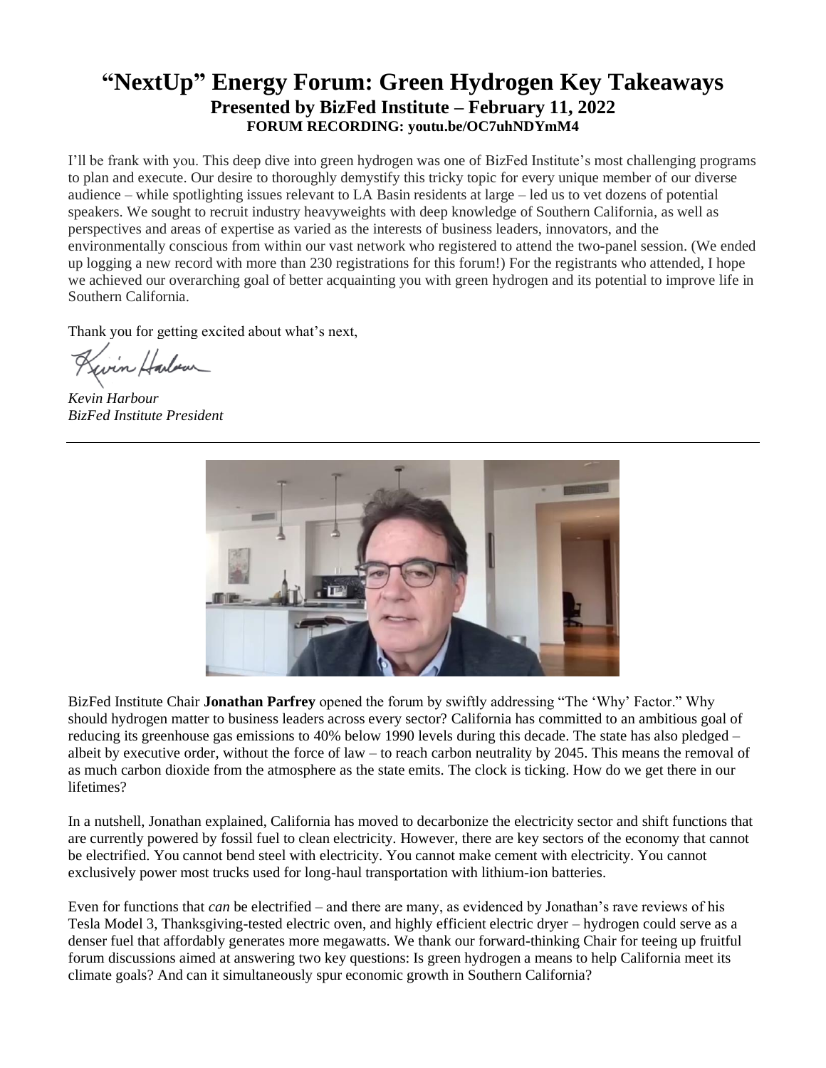# "NextUp" Energy Forum: Green Hydrogen Key Takeaways

## Presented by BizFed Institute – February 11, 2022

### FORUM RECORDING: youtu.be/OC7uhNDYmM4

I'll be frank with you. This deep dive into green hydrogen was one of BizFed Institute's most challenging programs to plan and execute. Our desire to thoroughly demystify this tricky topic for every unique member of our diverse audience – while spotlighting issues relevant to LA Basin residents at large – led us to vet dozens of potential speakers. We sought to recruit industry heavyweights with deep knowledge of Southern California, as well as perspectives and areas of expertise as varied as the interests of business leaders, innovators, and the environmentally conscious from within our vast network who registered to attend the two-panel session. (We ended up logging a new record with more than 230 registrations for this forum!) For the registrants who attended, I hope we achieved our overarching goal of better acquainting you with green hydrogen and its potential to improve life in Southern California.

Thank you for getting excited about what's next,

*Kevin Harbour*
*BizFed Institute President*

---

BizFed Institute Chair **Jonathan Parfrey** opened the forum by swiftly addressing "The 'Why' Factor." Why should hydrogen matter to business leaders across every sector? California has committed to an ambitious goal of reducing its greenhouse gas emissions to 40% below 1990 levels during this decade. The state has also pledged – albeit by executive order, without the force of law – to reach carbon neutrality by 2045. This means the removal of as much carbon dioxide from the atmosphere as the state emits. The clock is ticking. How do we get there in our lifetimes?

In a nutshell, Jonathan explained, California has moved to decarbonize the electricity sector and shift functions that are currently powered by fossil fuel to clean electricity. However, there are key sectors of the economy that cannot be electrified. You cannot bend steel with electricity. You cannot make cement with electricity. You cannot exclusively power most trucks used for long-haul transportation with lithium-ion batteries.

Even for functions that *can* be electrified – and there are many, as evidenced by Jonathan's rave reviews of his Tesla Model 3, Thanksgiving-tested electric oven, and highly efficient electric dryer – hydrogen could serve as a denser fuel that affordably generates more megawatts. We thank our forward-thinking Chair for teeing up fruitful forum discussions aimed at answering two key questions: Is green hydrogen a means to help California meet its climate goals? And can it simultaneously spur economic growth in Southern California?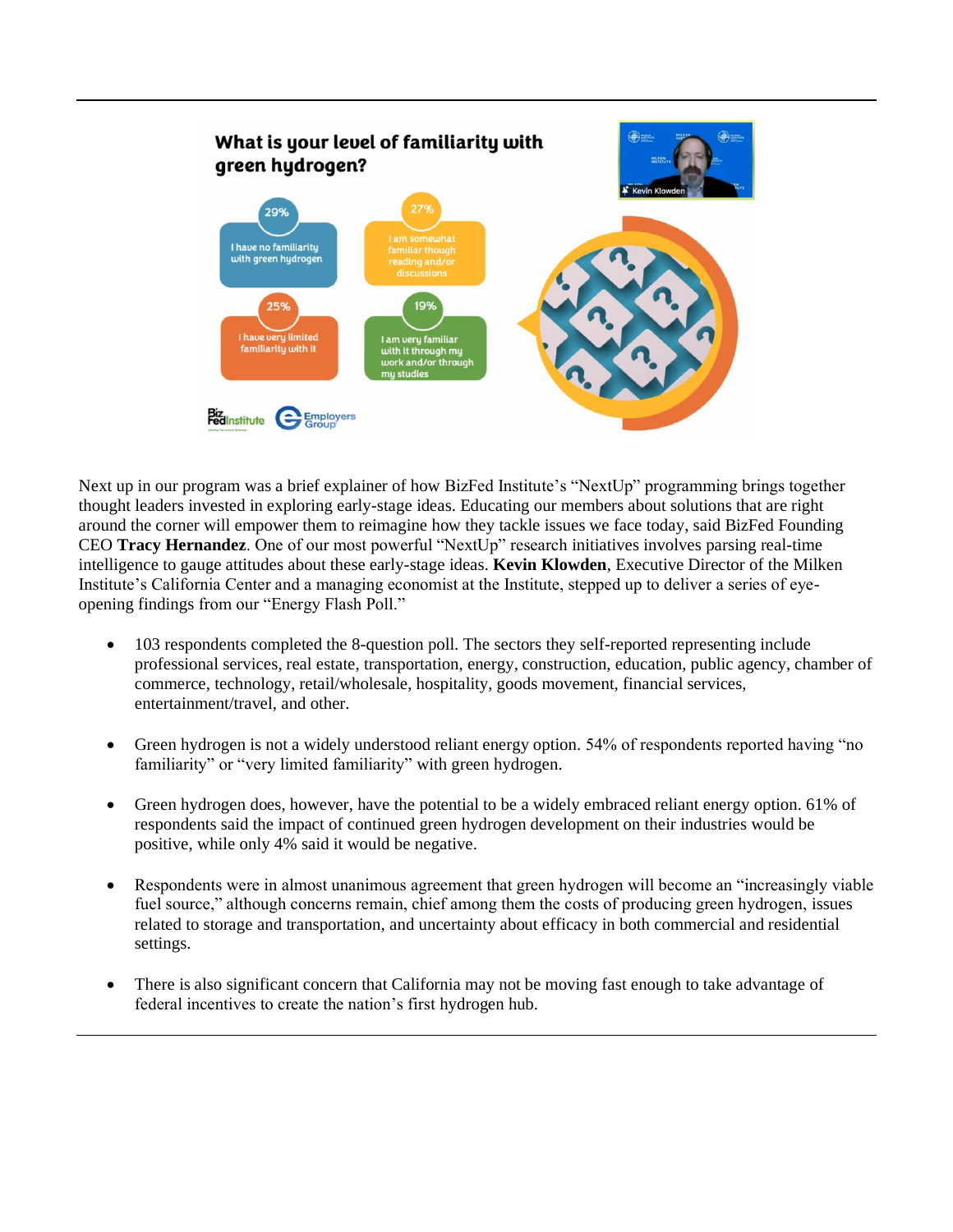What is your level of familiarity with green hydrogen?

- 29% — I have no familiarity with green hydrogen
- 27% — I am somewhat familiar though reading and/or discussions
- 25% — I have very limited familiarity with it
- 19% — I am very familiar with it through my work and/or through my studies

Next up in our program was a brief explainer of how BizFed Institute's "NextUp" programming brings together thought leaders invested in exploring early-stage ideas. Educating our members about solutions that are right around the corner will empower them to reimagine how they tackle issues we face today, said BizFed Founding CEO **Tracy Hernandez**. One of our most powerful "NextUp" research initiatives involves parsing real-time intelligence to gauge attitudes about these early-stage ideas. **Kevin Klowden**, Executive Director of the Milken Institute's California Center and a managing economist at the Institute, stepped up to deliver a series of eye-opening findings from our "Energy Flash Poll."

- 103 respondents completed the 8-question poll. The sectors they self-reported representing include professional services, real estate, transportation, energy, construction, education, public agency, chamber of commerce, technology, retail/wholesale, hospitality, goods movement, financial services, entertainment/travel, and other.

- Green hydrogen is not a widely understood reliant energy option. 54% of respondents reported having "no familiarity" or "very limited familiarity" with green hydrogen.

- Green hydrogen does, however, have the potential to be a widely embraced reliant energy option. 61% of respondents said the impact of continued green hydrogen development on their industries would be positive, while only 4% said it would be negative.

- Respondents were in almost unanimous agreement that green hydrogen will become an "increasingly viable fuel source," although concerns remain, chief among them the costs of producing green hydrogen, issues related to storage and transportation, and uncertainty about efficacy in both commercial and residential settings.

- There is also significant concern that California may not be moving fast enough to take advantage of federal incentives to create the nation's first hydrogen hub.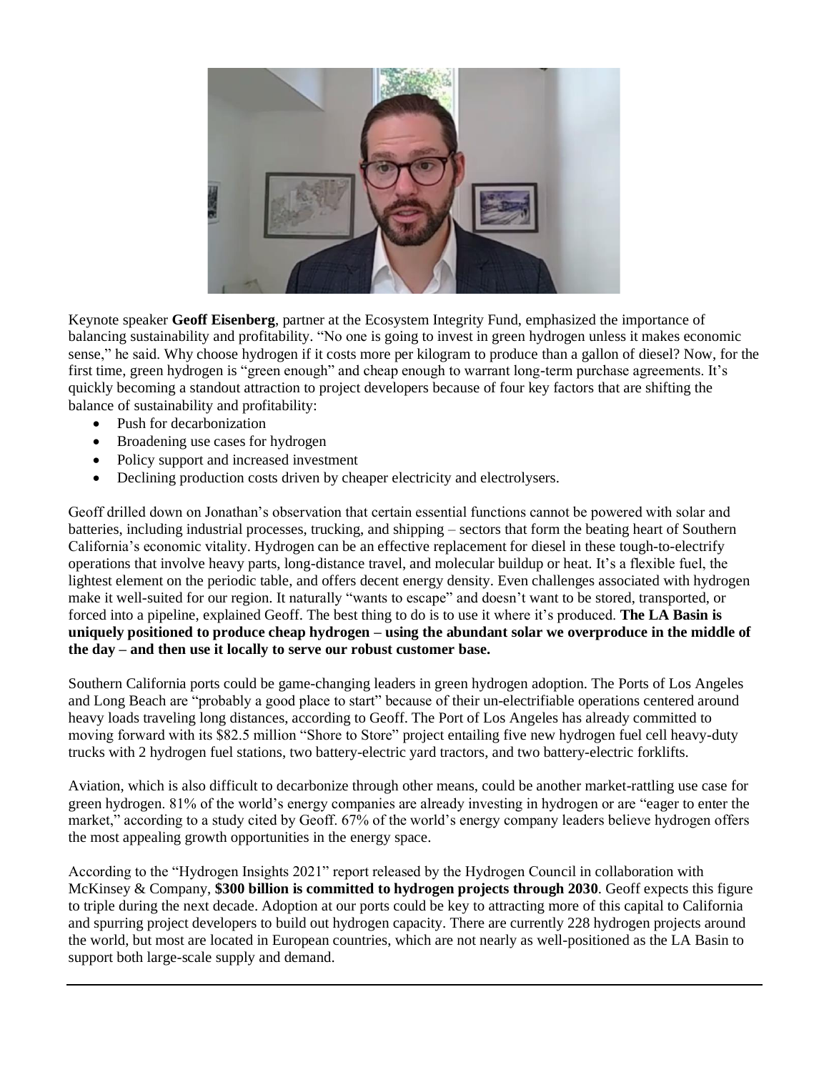Keynote speaker **Geoff Eisenberg**, partner at the Ecosystem Integrity Fund, emphasized the importance of balancing sustainability and profitability. "No one is going to invest in green hydrogen unless it makes economic sense," he said. Why choose hydrogen if it costs more per kilogram to produce than a gallon of diesel? Now, for the first time, green hydrogen is "green enough" and cheap enough to warrant long-term purchase agreements. It's quickly becoming a standout attraction to project developers because of four key factors that are shifting the balance of sustainability and profitability:

- Push for decarbonization
- Broadening use cases for hydrogen
- Policy support and increased investment
- Declining production costs driven by cheaper electricity and electrolysers.

Geoff drilled down on Jonathan's observation that certain essential functions cannot be powered with solar and batteries, including industrial processes, trucking, and shipping – sectors that form the beating heart of Southern California's economic vitality. Hydrogen can be an effective replacement for diesel in these tough-to-electrify operations that involve heavy parts, long-distance travel, and molecular buildup or heat. It's a flexible fuel, the lightest element on the periodic table, and offers decent energy density. Even challenges associated with hydrogen make it well-suited for our region. It naturally "wants to escape" and doesn't want to be stored, transported, or forced into a pipeline, explained Geoff. The best thing to do is to use it where it's produced. **The LA Basin is uniquely positioned to produce cheap hydrogen – using the abundant solar we overproduce in the middle of the day – and then use it locally to serve our robust customer base.**

Southern California ports could be game-changing leaders in green hydrogen adoption. The Ports of Los Angeles and Long Beach are "probably a good place to start" because of their un-electrifiable operations centered around heavy loads traveling long distances, according to Geoff. The Port of Los Angeles has already committed to moving forward with its $82.5 million "Shore to Store" project entailing five new hydrogen fuel cell heavy-duty trucks with 2 hydrogen fuel stations, two battery-electric yard tractors, and two battery-electric forklifts.

Aviation, which is also difficult to decarbonize through other means, could be another market-rattling use case for green hydrogen. 81% of the world's energy companies are already investing in hydrogen or are "eager to enter the market," according to a study cited by Geoff. 67% of the world's energy company leaders believe hydrogen offers the most appealing growth opportunities in the energy space.

According to the "Hydrogen Insights 2021" report released by the Hydrogen Council in collaboration with McKinsey & Company, **$300 billion is committed to hydrogen projects through 2030**. Geoff expects this figure to triple during the next decade. Adoption at our ports could be key to attracting more of this capital to California and spurring project developers to build out hydrogen capacity. There are currently 228 hydrogen projects around the world, but most are located in European countries, which are not nearly as well-positioned as the LA Basin to support both large-scale supply and demand.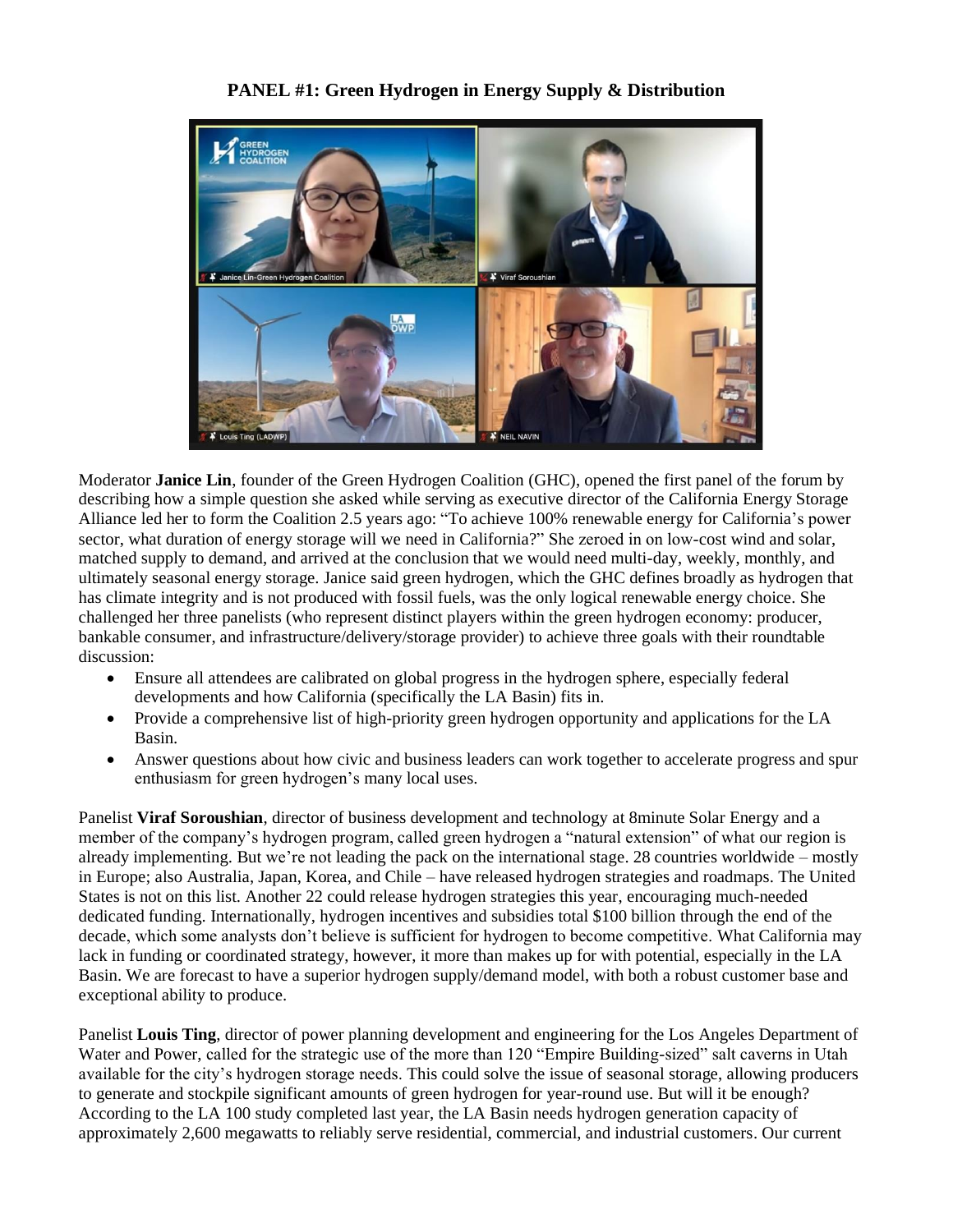**PANEL #1: Green Hydrogen in Energy Supply & Distribution**

Moderator **Janice Lin**, founder of the Green Hydrogen Coalition (GHC), opened the first panel of the forum by describing how a simple question she asked while serving as executive director of the California Energy Storage Alliance led her to form the Coalition 2.5 years ago: "To achieve 100% renewable energy for California's power sector, what duration of energy storage will we need in California?" She zeroed in on low-cost wind and solar, matched supply to demand, and arrived at the conclusion that we would need multi-day, weekly, monthly, and ultimately seasonal energy storage. Janice said green hydrogen, which the GHC defines broadly as hydrogen that has climate integrity and is not produced with fossil fuels, was the only logical renewable energy choice. She challenged her three panelists (who represent distinct players within the green hydrogen economy: producer, bankable consumer, and infrastructure/delivery/storage provider) to achieve three goals with their roundtable discussion:

- Ensure all attendees are calibrated on global progress in the hydrogen sphere, especially federal developments and how California (specifically the LA Basin) fits in.
- Provide a comprehensive list of high-priority green hydrogen opportunity and applications for the LA Basin.
- Answer questions about how civic and business leaders can work together to accelerate progress and spur enthusiasm for green hydrogen's many local uses.

Panelist **Viraf Soroushian**, director of business development and technology at 8minute Solar Energy and a member of the company's hydrogen program, called green hydrogen a "natural extension" of what our region is already implementing. But we're not leading the pack on the international stage. 28 countries worldwide – mostly in Europe; also Australia, Japan, Korea, and Chile – have released hydrogen strategies and roadmaps. The United States is not on this list. Another 22 could release hydrogen strategies this year, encouraging much-needed dedicated funding. Internationally, hydrogen incentives and subsidies total $100 billion through the end of the decade, which some analysts don't believe is sufficient for hydrogen to become competitive. What California may lack in funding or coordinated strategy, however, it more than makes up for with potential, especially in the LA Basin. We are forecast to have a superior hydrogen supply/demand model, with both a robust customer base and exceptional ability to produce.

Panelist **Louis Ting**, director of power planning development and engineering for the Los Angeles Department of Water and Power, called for the strategic use of the more than 120 "Empire Building-sized" salt caverns in Utah available for the city's hydrogen storage needs. This could solve the issue of seasonal storage, allowing producers to generate and stockpile significant amounts of green hydrogen for year-round use. But will it be enough? According to the LA 100 study completed last year, the LA Basin needs hydrogen generation capacity of approximately 2,600 megawatts to reliably serve residential, commercial, and industrial customers. Our current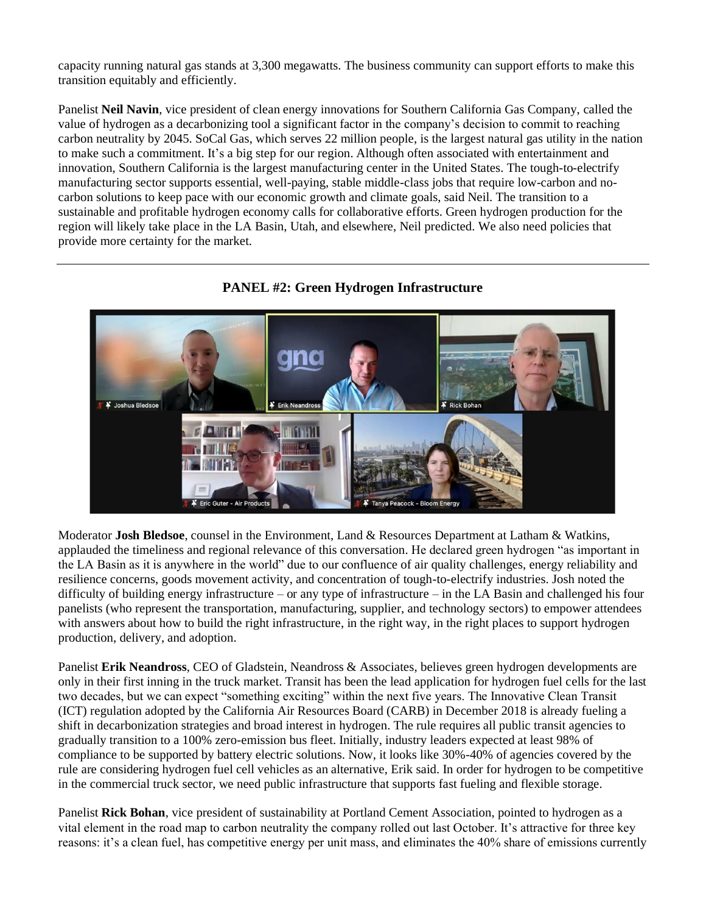capacity running natural gas stands at 3,300 megawatts. The business community can support efforts to make this transition equitably and efficiently.

Panelist **Neil Navin**, vice president of clean energy innovations for Southern California Gas Company, called the value of hydrogen as a decarbonizing tool a significant factor in the company's decision to commit to reaching carbon neutrality by 2045. SoCal Gas, which serves 22 million people, is the largest natural gas utility in the nation to make such a commitment. It's a big step for our region. Although often associated with entertainment and innovation, Southern California is the largest manufacturing center in the United States. The tough-to-electrify manufacturing sector supports essential, well-paying, stable middle-class jobs that require low-carbon and no-carbon solutions to keep pace with our economic growth and climate goals, said Neil. The transition to a sustainable and profitable hydrogen economy calls for collaborative efforts. Green hydrogen production for the region will likely take place in the LA Basin, Utah, and elsewhere, Neil predicted. We also need policies that provide more certainty for the market.

---

## PANEL #2: Green Hydrogen Infrastructure

Moderator **Josh Bledsoe**, counsel in the Environment, Land & Resources Department at Latham & Watkins, applauded the timeliness and regional relevance of this conversation. He declared green hydrogen "as important in the LA Basin as it is anywhere in the world" due to our confluence of air quality challenges, energy reliability and resilience concerns, goods movement activity, and concentration of tough-to-electrify industries. Josh noted the difficulty of building energy infrastructure – or any type of infrastructure – in the LA Basin and challenged his four panelists (who represent the transportation, manufacturing, supplier, and technology sectors) to empower attendees with answers about how to build the right infrastructure, in the right way, in the right places to support hydrogen production, delivery, and adoption.

Panelist **Erik Neandross**, CEO of Gladstein, Neandross & Associates, believes green hydrogen developments are only in their first inning in the truck market. Transit has been the lead application for hydrogen fuel cells for the last two decades, but we can expect "something exciting" within the next five years. The Innovative Clean Transit (ICT) regulation adopted by the California Air Resources Board (CARB) in December 2018 is already fueling a shift in decarbonization strategies and broad interest in hydrogen. The rule requires all public transit agencies to gradually transition to a 100% zero-emission bus fleet. Initially, industry leaders expected at least 98% of compliance to be supported by battery electric solutions. Now, it looks like 30%-40% of agencies covered by the rule are considering hydrogen fuel cell vehicles as an alternative, Erik said. In order for hydrogen to be competitive in the commercial truck sector, we need public infrastructure that supports fast fueling and flexible storage.

Panelist **Rick Bohan**, vice president of sustainability at Portland Cement Association, pointed to hydrogen as a vital element in the road map to carbon neutrality the company rolled out last October. It's attractive for three key reasons: it's a clean fuel, has competitive energy per unit mass, and eliminates the 40% share of emissions currently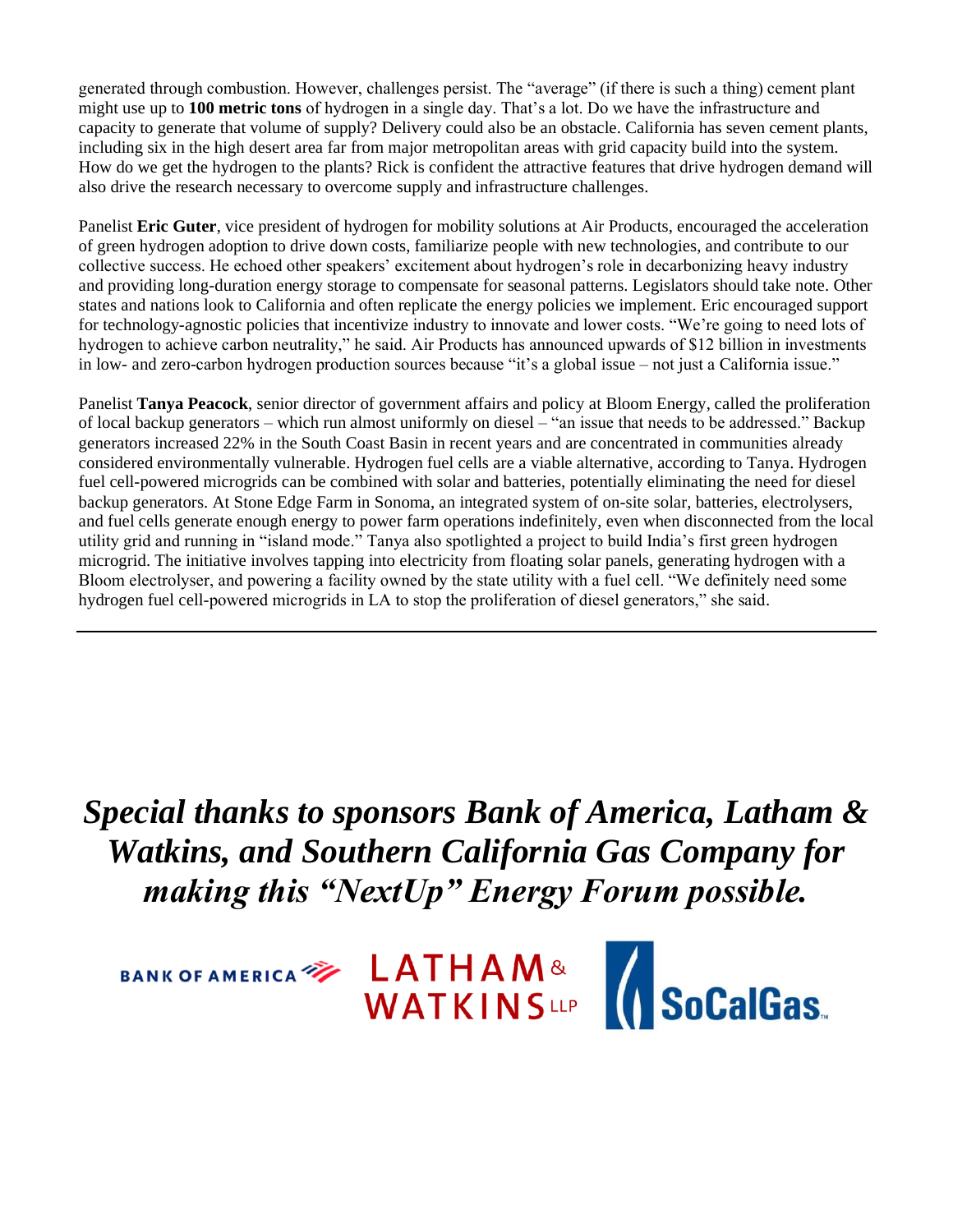generated through combustion. However, challenges persist. The "average" (if there is such a thing) cement plant might use up to **100 metric tons** of hydrogen in a single day. That's a lot. Do we have the infrastructure and capacity to generate that volume of supply? Delivery could also be an obstacle. California has seven cement plants, including six in the high desert area far from major metropolitan areas with grid capacity build into the system. How do we get the hydrogen to the plants? Rick is confident the attractive features that drive hydrogen demand will also drive the research necessary to overcome supply and infrastructure challenges.

Panelist **Eric Guter**, vice president of hydrogen for mobility solutions at Air Products, encouraged the acceleration of green hydrogen adoption to drive down costs, familiarize people with new technologies, and contribute to our collective success. He echoed other speakers' excitement about hydrogen's role in decarbonizing heavy industry and providing long-duration energy storage to compensate for seasonal patterns. Legislators should take note. Other states and nations look to California and often replicate the energy policies we implement. Eric encouraged support for technology-agnostic policies that incentivize industry to innovate and lower costs. "We're going to need lots of hydrogen to achieve carbon neutrality," he said. Air Products has announced upwards of $12 billion in investments in low- and zero-carbon hydrogen production sources because "it's a global issue – not just a California issue."

Panelist **Tanya Peacock**, senior director of government affairs and policy at Bloom Energy, called the proliferation of local backup generators – which run almost uniformly on diesel – "an issue that needs to be addressed." Backup generators increased 22% in the South Coast Basin in recent years and are concentrated in communities already considered environmentally vulnerable. Hydrogen fuel cells are a viable alternative, according to Tanya. Hydrogen fuel cell-powered microgrids can be combined with solar and batteries, potentially eliminating the need for diesel backup generators. At Stone Edge Farm in Sonoma, an integrated system of on-site solar, batteries, electrolysers, and fuel cells generate enough energy to power farm operations indefinitely, even when disconnected from the local utility grid and running in "island mode." Tanya also spotlighted a project to build India's first green hydrogen microgrid. The initiative involves tapping into electricity from floating solar panels, generating hydrogen with a Bloom electrolyser, and powering a facility owned by the state utility with a fuel cell. "We definitely need some hydrogen fuel cell-powered microgrids in LA to stop the proliferation of diesel generators," she said.

---

***Special thanks to sponsors Bank of America, Latham & Watkins, and Southern California Gas Company for making this "NextUp" Energy Forum possible.***

BANK OF AMERICA LATHAM & WATKINS LLP SoCalGas